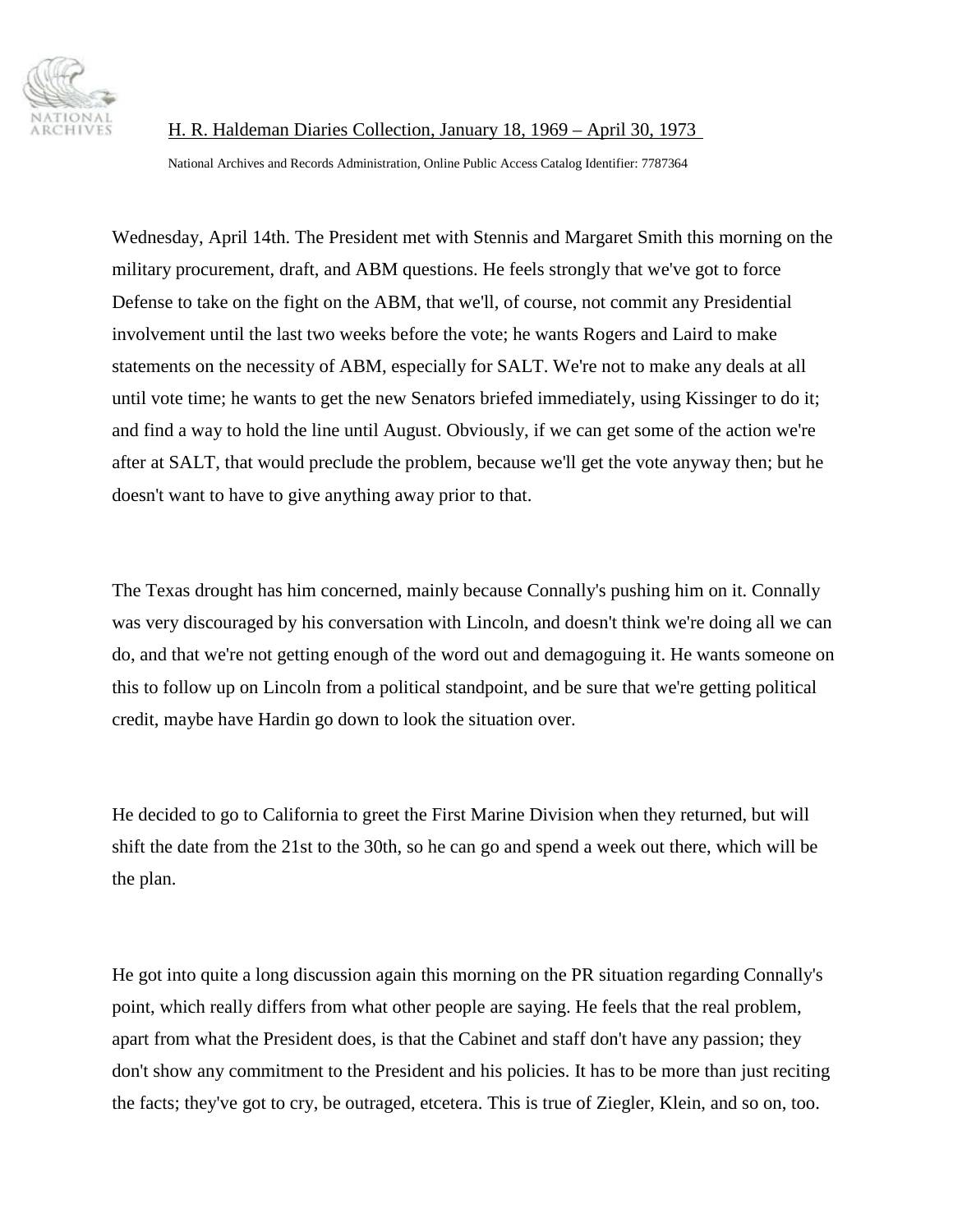H. R. Haldeman Diaries Collection, January 18, 1969 – April 30, 1973

National Archives and Records Administration, Online Public Access Catalog Identifier: 7787364

Wednesday, April 14th. The President met with Stennis and Margaret Smith this morning on the military procurement, draft, and ABM questions. He feels strongly that we've got to force Defense to take on the fight on the ABM, that we'll, of course, not commit any Presidential involvement until the last two weeks before the vote; he wants Rogers and Laird to make statements on the necessity of ABM, especially for SALT. We're not to make any deals at all until vote time; he wants to get the new Senators briefed immediately, using Kissinger to do it; and find a way to hold the line until August. Obviously, if we can get some of the action we're after at SALT, that would preclude the problem, because we'll get the vote anyway then; but he doesn't want to have to give anything away prior to that.

The Texas drought has him concerned, mainly because Connally's pushing him on it. Connally was very discouraged by his conversation with Lincoln, and doesn't think we're doing all we can do, and that we're not getting enough of the word out and demagoguing it. He wants someone on this to follow up on Lincoln from a political standpoint, and be sure that we're getting political credit, maybe have Hardin go down to look the situation over.

He decided to go to California to greet the First Marine Division when they returned, but will shift the date from the 21st to the 30th, so he can go and spend a week out there, which will be the plan.

He got into quite a long discussion again this morning on the PR situation regarding Connally's point, which really differs from what other people are saying. He feels that the real problem, apart from what the President does, is that the Cabinet and staff don't have any passion; they don't show any commitment to the President and his policies. It has to be more than just reciting the facts; they've got to cry, be outraged, etcetera. This is true of Ziegler, Klein, and so on, too.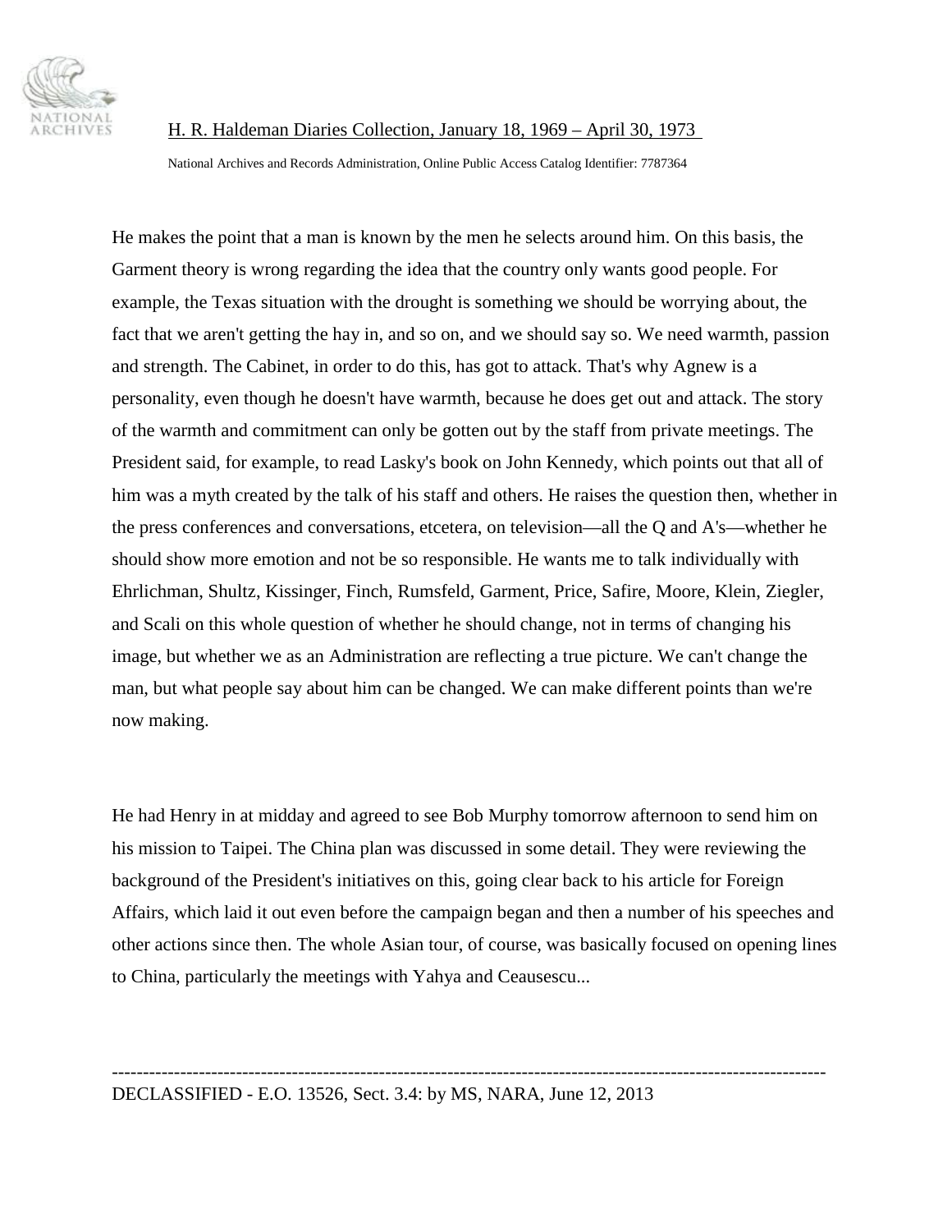He makes the point that a man is known by the men he selects around him. On this basis, the Garment theory is wrong regarding the idea that the country only wants good people. For example, the Texas situation with the drought is something we should be worrying about, the fact that we aren't getting the hay in, and so on, and we should say so. We need warmth, passion and strength. The Cabinet, in order to do this, has got to attack. That's why Agnew is a personality, even though he doesn't have warmth, because he does get out and attack. The story of the warmth and commitment can only be gotten out by the staff from private meetings. The President said, for example, to read Lasky's book on John Kennedy, which points out that all of him was a myth created by the talk of his staff and others. He raises the question then, whether in the press conferences and conversations, etcetera, on television—all the Q and A's—whether he should show more emotion and not be so responsible. He wants me to talk individually with Ehrlichman, Shultz, Kissinger, Finch, Rumsfeld, Garment, Price, Safire, Moore, Klein, Ziegler, and Scali on this whole question of whether he should change, not in terms of changing his image, but whether we as an Administration are reflecting a true picture. We can't change the man, but what people say about him can be changed. We can make different points than we're now making.

He had Henry in at midday and agreed to see Bob Murphy tomorrow afternoon to send him on his mission to Taipei. The China plan was discussed in some detail. They were reviewing the background of the President's initiatives on this, going clear back to his article for Foreign Affairs, which laid it out even before the campaign began and then a number of his speeches and other actions since then. The whole Asian tour, of course, was basically focused on opening lines to China, particularly the meetings with Yahya and Ceausescu...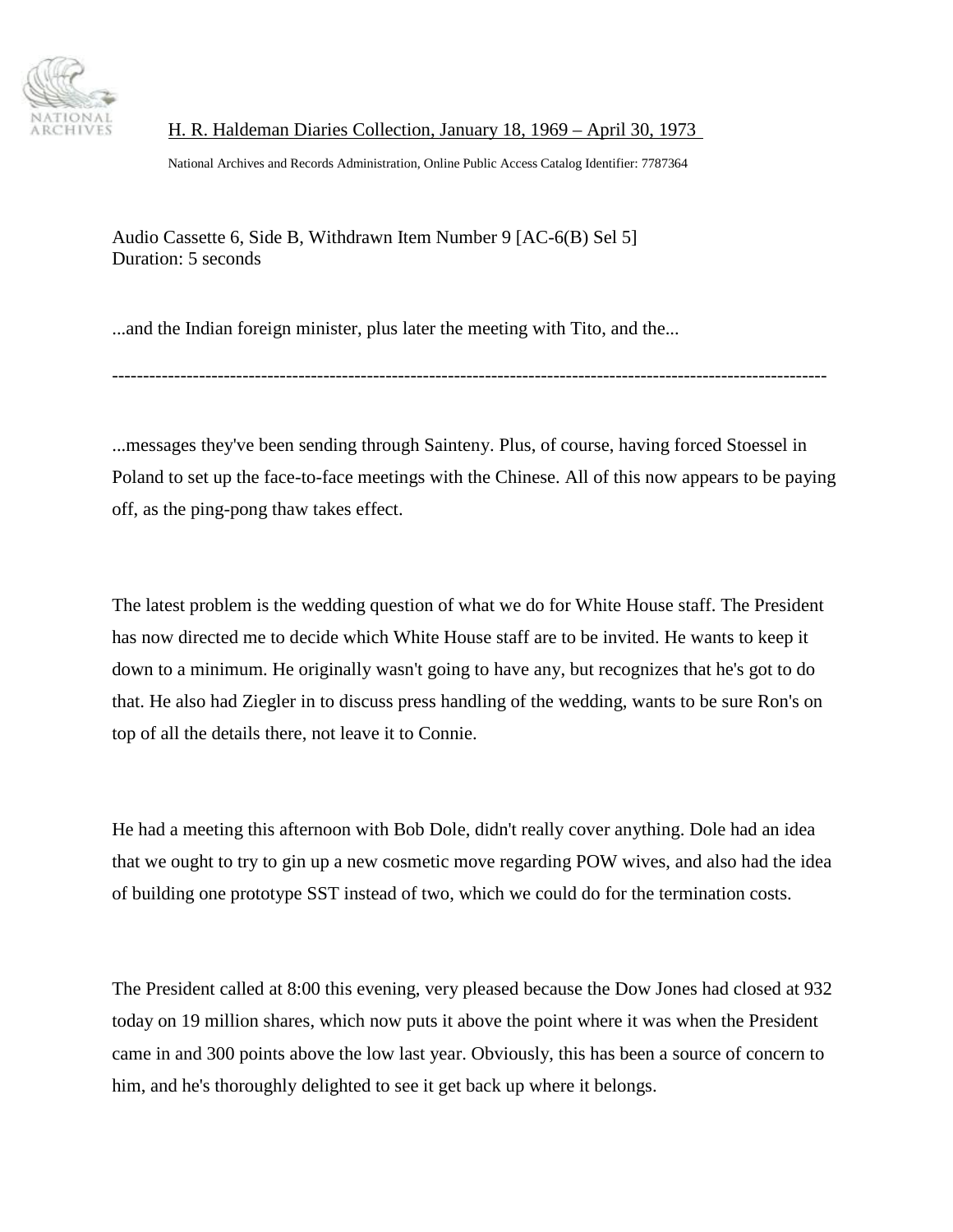H. R. Haldeman Diaries Collection, January 18, 1969 – April 30, 1973

National Archives and Records Administration, Online Public Access Catalog Identifier: 7787364

Audio Cassette 6, Side B, Withdrawn Item Number 9 [AC-6(B) Sel 5]
Duration: 5 seconds

...and the Indian foreign minister, plus later the meeting with Tito, and the...

---

...messages they've been sending through Sainteny. Plus, of course, having forced Stoessel in Poland to set up the face-to-face meetings with the Chinese. All of this now appears to be paying off, as the ping-pong thaw takes effect.

The latest problem is the wedding question of what we do for White House staff. The President has now directed me to decide which White House staff are to be invited. He wants to keep it down to a minimum. He originally wasn't going to have any, but recognizes that he's got to do that. He also had Ziegler in to discuss press handling of the wedding, wants to be sure Ron's on top of all the details there, not leave it to Connie.

He had a meeting this afternoon with Bob Dole, didn't really cover anything. Dole had an idea that we ought to try to gin up a new cosmetic move regarding POW wives, and also had the idea of building one prototype SST instead of two, which we could do for the termination costs.

The President called at 8:00 this evening, very pleased because the Dow Jones had closed at 932 today on 19 million shares, which now puts it above the point where it was when the President came in and 300 points above the low last year. Obviously, this has been a source of concern to him, and he's thoroughly delighted to see it get back up where it belongs.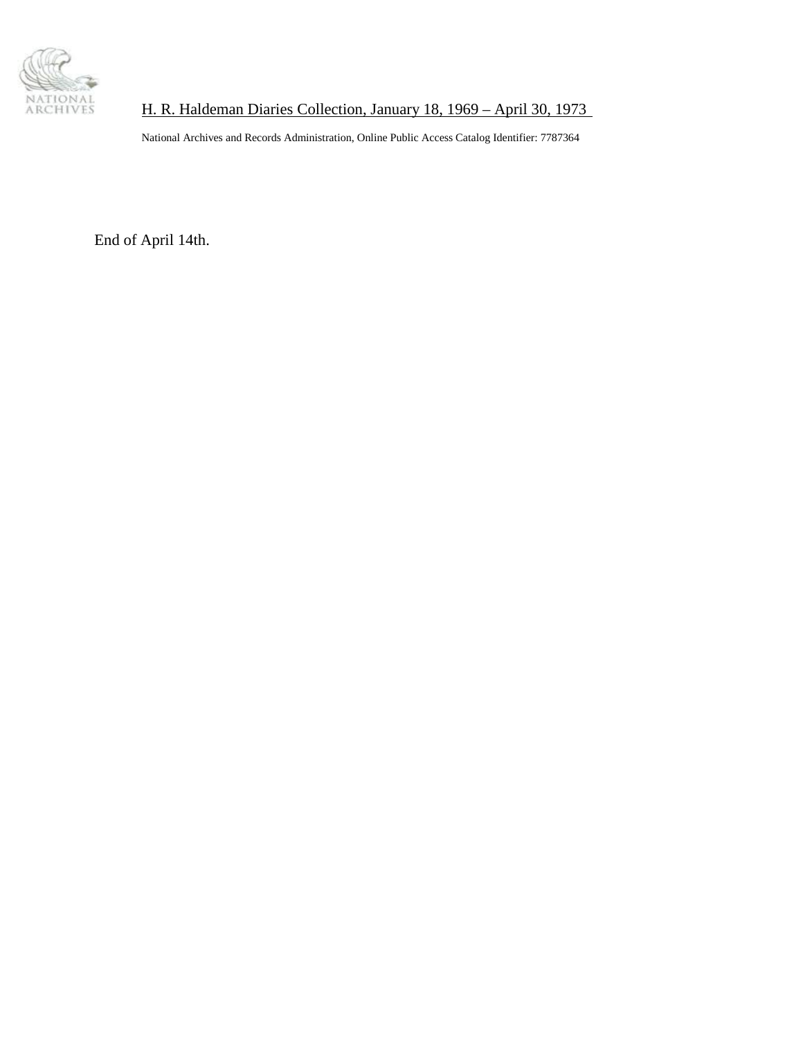End of April 14th.